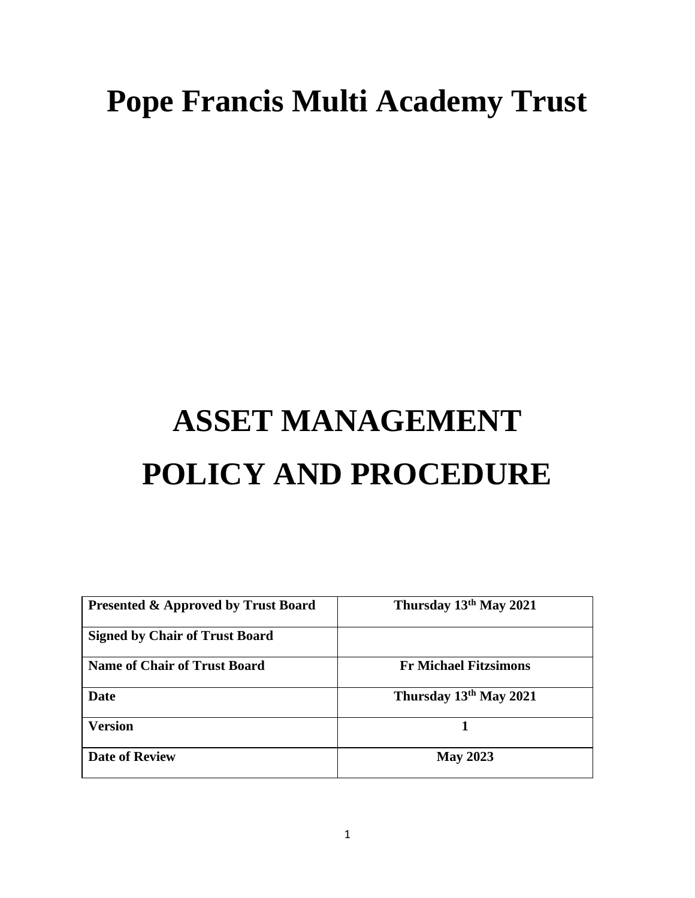# Pope Francis Multi Academy Trust

# ASSET MANAGEMENT POLICY AND PROCEDURE

| **Presented & Approved by Trust Board** | **Thursday 13th May 2021** |
|---|---|
| **Signed by Chair of Trust Board** | |
| **Name of Chair of Trust Board** | **Fr Michael Fitzsimons** |
| **Date** | **Thursday 13th May 2021** |
| **Version** | **1** |
| **Date of Review** | **May 2023** |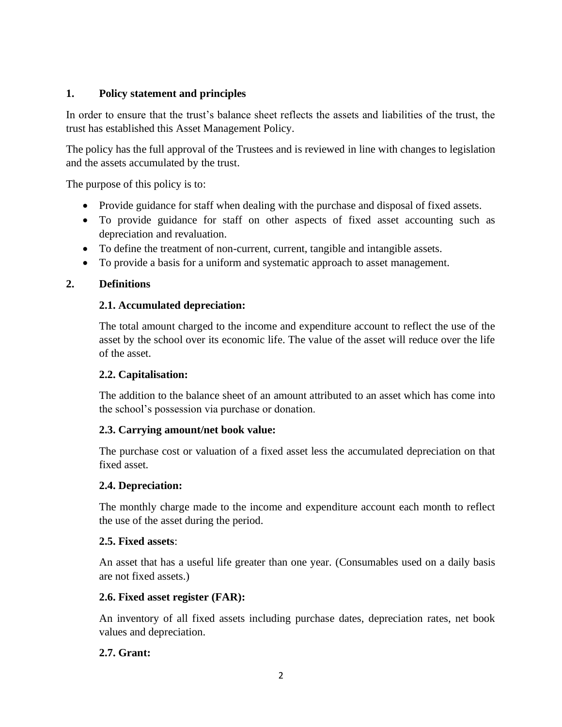## 1. Policy statement and principles

In order to ensure that the trust's balance sheet reflects the assets and liabilities of the trust, the trust has established this Asset Management Policy.

The policy has the full approval of the Trustees and is reviewed in line with changes to legislation and the assets accumulated by the trust.

The purpose of this policy is to:

- Provide guidance for staff when dealing with the purchase and disposal of fixed assets.
- To provide guidance for staff on other aspects of fixed asset accounting such as depreciation and revaluation.
- To define the treatment of non-current, current, tangible and intangible assets.
- To provide a basis for a uniform and systematic approach to asset management.

## 2. Definitions

### 2.1. Accumulated depreciation:

The total amount charged to the income and expenditure account to reflect the use of the asset by the school over its economic life. The value of the asset will reduce over the life of the asset.

### 2.2. Capitalisation:

The addition to the balance sheet of an amount attributed to an asset which has come into the school's possession via purchase or donation.

### 2.3. Carrying amount/net book value:

The purchase cost or valuation of a fixed asset less the accumulated depreciation on that fixed asset.

### 2.4. Depreciation:

The monthly charge made to the income and expenditure account each month to reflect the use of the asset during the period.

### 2.5. Fixed assets:

An asset that has a useful life greater than one year. (Consumables used on a daily basis are not fixed assets.)

### 2.6. Fixed asset register (FAR):

An inventory of all fixed assets including purchase dates, depreciation rates, net book values and depreciation.

### 2.7. Grant: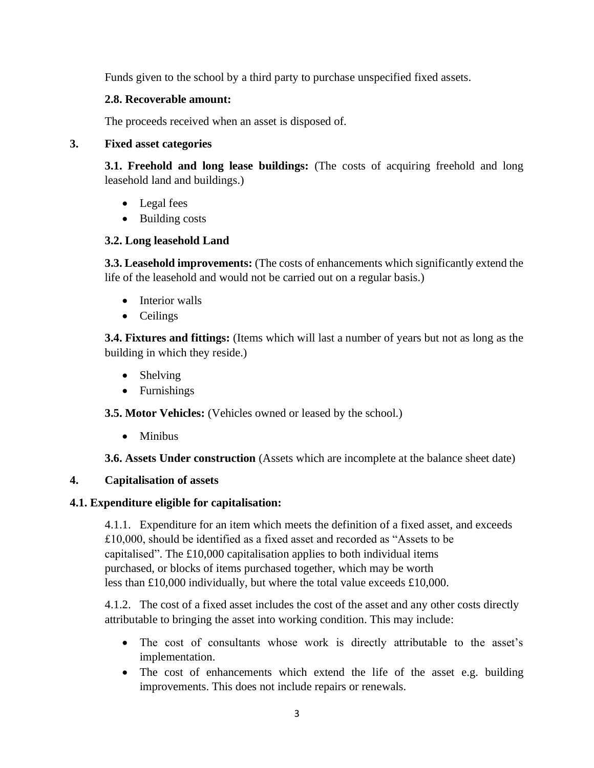Funds given to the school by a third party to purchase unspecified fixed assets.

**2.8. Recoverable amount:**

The proceeds received when an asset is disposed of.

## 3. Fixed asset categories

**3.1. Freehold and long lease buildings:** (The costs of acquiring freehold and long leasehold land and buildings.)

- Legal fees
- Building costs

**3.2. Long leasehold Land**

**3.3. Leasehold improvements:** (The costs of enhancements which significantly extend the life of the leasehold and would not be carried out on a regular basis.)

- Interior walls
- Ceilings

**3.4. Fixtures and fittings:** (Items which will last a number of years but not as long as the building in which they reside.)

- Shelving
- Furnishings

**3.5. Motor Vehicles:** (Vehicles owned or leased by the school.)

- Minibus

**3.6. Assets Under construction** (Assets which are incomplete at the balance sheet date)

## 4. Capitalisation of assets

**4.1. Expenditure eligible for capitalisation:**

4.1.1. Expenditure for an item which meets the definition of a fixed asset, and exceeds £10,000, should be identified as a fixed asset and recorded as "Assets to be capitalised". The £10,000 capitalisation applies to both individual items purchased, or blocks of items purchased together, which may be worth less than £10,000 individually, but where the total value exceeds £10,000.

4.1.2. The cost of a fixed asset includes the cost of the asset and any other costs directly attributable to bringing the asset into working condition. This may include:

- The cost of consultants whose work is directly attributable to the asset's implementation.
- The cost of enhancements which extend the life of the asset e.g. building improvements. This does not include repairs or renewals.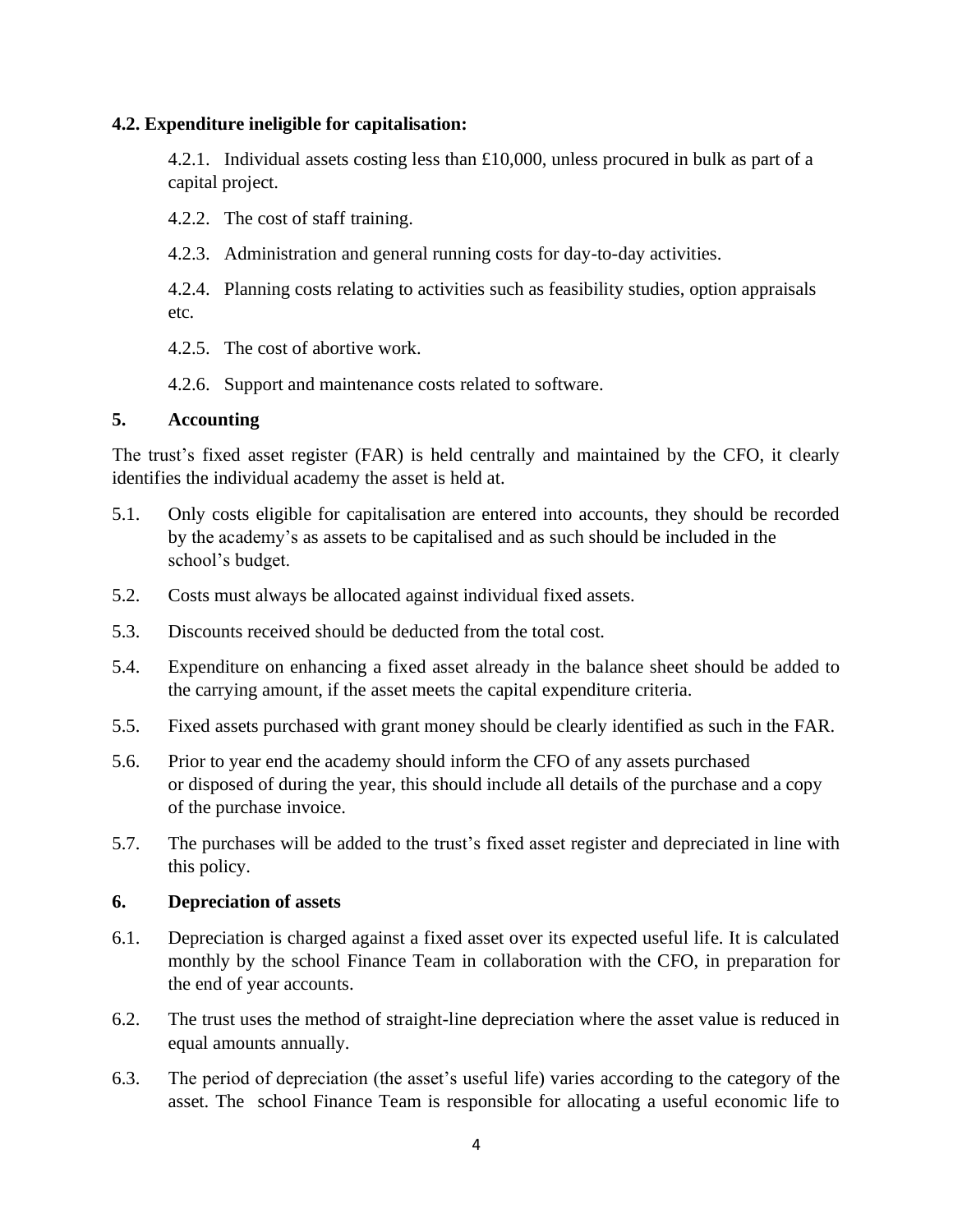**4.2. Expenditure ineligible for capitalisation:**

4.2.1. Individual assets costing less than £10,000, unless procured in bulk as part of a capital project.

4.2.2. The cost of staff training.

4.2.3. Administration and general running costs for day-to-day activities.

4.2.4. Planning costs relating to activities such as feasibility studies, option appraisals etc.

4.2.5. The cost of abortive work.

4.2.6. Support and maintenance costs related to software.

## 5. Accounting

The trust's fixed asset register (FAR) is held centrally and maintained by the CFO, it clearly identifies the individual academy the asset is held at.

5.1. Only costs eligible for capitalisation are entered into accounts, they should be recorded by the academy's as assets to be capitalised and as such should be included in the school's budget.

5.2. Costs must always be allocated against individual fixed assets.

5.3. Discounts received should be deducted from the total cost.

5.4. Expenditure on enhancing a fixed asset already in the balance sheet should be added to the carrying amount, if the asset meets the capital expenditure criteria.

5.5. Fixed assets purchased with grant money should be clearly identified as such in the FAR.

5.6. Prior to year end the academy should inform the CFO of any assets purchased or disposed of during the year, this should include all details of the purchase and a copy of the purchase invoice.

5.7. The purchases will be added to the trust's fixed asset register and depreciated in line with this policy.

## 6. Depreciation of assets

6.1. Depreciation is charged against a fixed asset over its expected useful life. It is calculated monthly by the school Finance Team in collaboration with the CFO, in preparation for the end of year accounts.

6.2. The trust uses the method of straight-line depreciation where the asset value is reduced in equal amounts annually.

6.3. The period of depreciation (the asset's useful life) varies according to the category of the asset. The school Finance Team is responsible for allocating a useful economic life to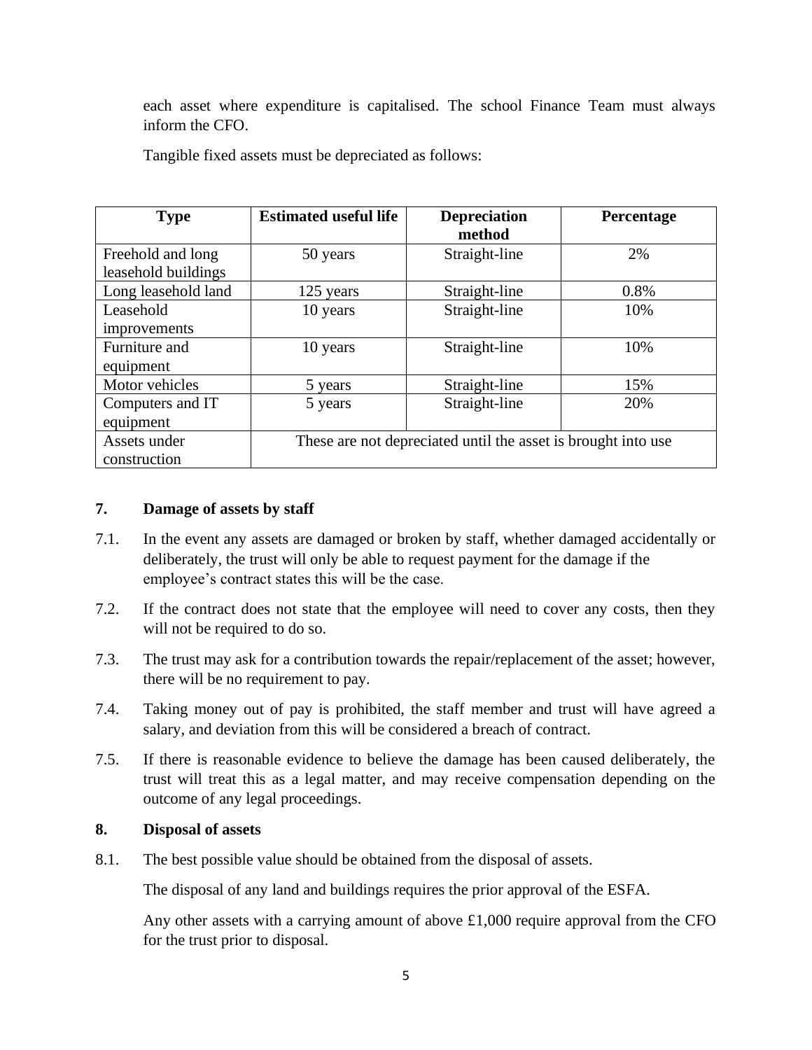each asset where expenditure is capitalised. The school Finance Team must always inform the CFO.

Tangible fixed assets must be depreciated as follows:

| Type | Estimated useful life | Depreciation method | Percentage |
|---|---|---|---|
| Freehold and long leasehold buildings | 50 years | Straight-line | 2% |
| Long leasehold land | 125 years | Straight-line | 0.8% |
| Leasehold improvements | 10 years | Straight-line | 10% |
| Furniture and equipment | 10 years | Straight-line | 10% |
| Motor vehicles | 5 years | Straight-line | 15% |
| Computers and IT equipment | 5 years | Straight-line | 20% |
| Assets under construction | These are not depreciated until the asset is brought into use | | |

## 7. Damage of assets by staff

7.1. In the event any assets are damaged or broken by staff, whether damaged accidentally or deliberately, the trust will only be able to request payment for the damage if the employee's contract states this will be the case.

7.2. If the contract does not state that the employee will need to cover any costs, then they will not be required to do so.

7.3. The trust may ask for a contribution towards the repair/replacement of the asset; however, there will be no requirement to pay.

7.4. Taking money out of pay is prohibited, the staff member and trust will have agreed a salary, and deviation from this will be considered a breach of contract.

7.5. If there is reasonable evidence to believe the damage has been caused deliberately, the trust will treat this as a legal matter, and may receive compensation depending on the outcome of any legal proceedings.

## 8. Disposal of assets

8.1. The best possible value should be obtained from the disposal of assets.

The disposal of any land and buildings requires the prior approval of the ESFA.

Any other assets with a carrying amount of above £1,000 require approval from the CFO for the trust prior to disposal.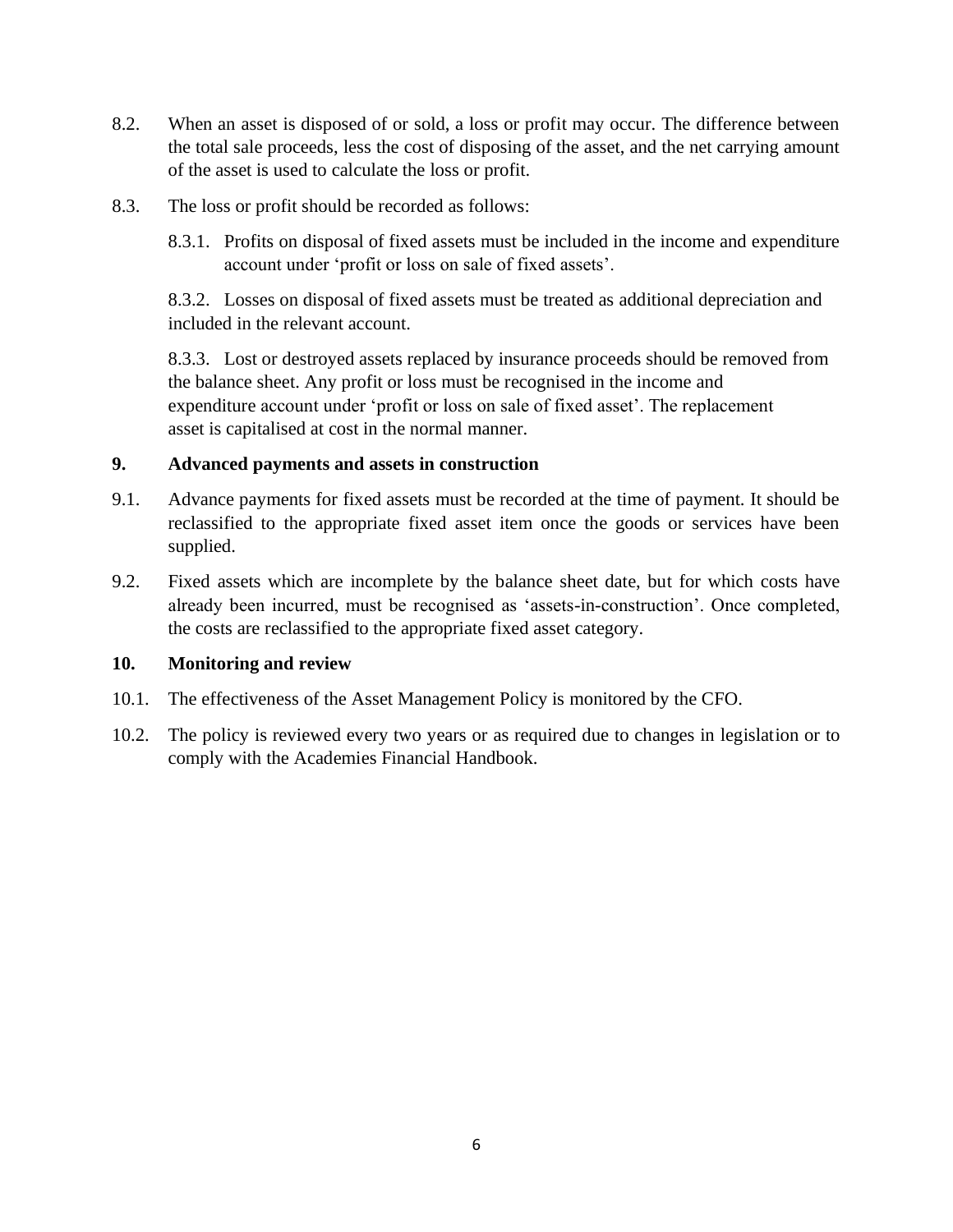8.2. When an asset is disposed of or sold, a loss or profit may occur. The difference between the total sale proceeds, less the cost of disposing of the asset, and the net carrying amount of the asset is used to calculate the loss or profit.

8.3. The loss or profit should be recorded as follows:

8.3.1. Profits on disposal of fixed assets must be included in the income and expenditure account under 'profit or loss on sale of fixed assets'.

8.3.2. Losses on disposal of fixed assets must be treated as additional depreciation and included in the relevant account.

8.3.3. Lost or destroyed assets replaced by insurance proceeds should be removed from the balance sheet. Any profit or loss must be recognised in the income and expenditure account under 'profit or loss on sale of fixed asset'. The replacement asset is capitalised at cost in the normal manner.

## 9. Advanced payments and assets in construction

9.1. Advance payments for fixed assets must be recorded at the time of payment. It should be reclassified to the appropriate fixed asset item once the goods or services have been supplied.

9.2. Fixed assets which are incomplete by the balance sheet date, but for which costs have already been incurred, must be recognised as 'assets-in-construction'. Once completed, the costs are reclassified to the appropriate fixed asset category.

## 10. Monitoring and review

10.1. The effectiveness of the Asset Management Policy is monitored by the CFO.

10.2. The policy is reviewed every two years or as required due to changes in legislation or to comply with the Academies Financial Handbook.